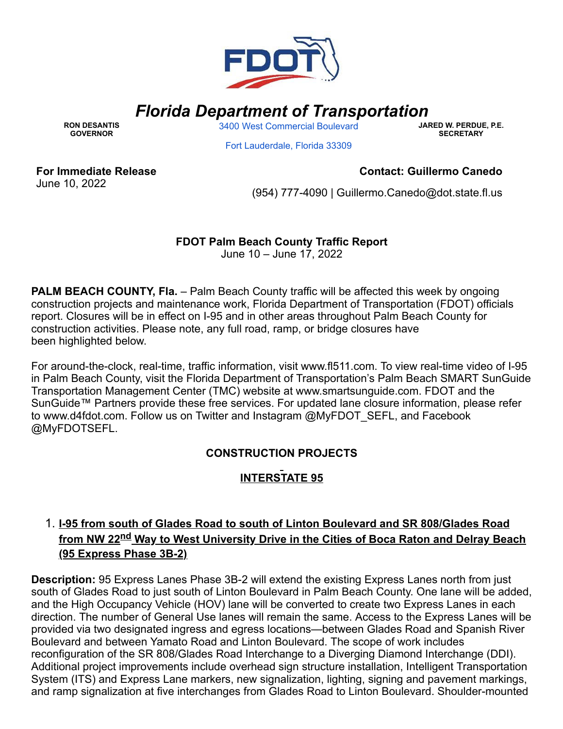# *Florida Department of Transportation*

**RON DESANTIS**
**GOVERNOR**

3400 West Commercial Boulevard
Fort Lauderdale, Florida 33309

**JARED W. PERDUE, P.E.**
**SECRETARY**

**For Immediate Release**
June 10, 2022

**Contact: Guillermo Canedo**
(954) 777-4090 | Guillermo.Canedo@dot.state.fl.us

**FDOT Palm Beach County Traffic Report**
June 10 – June 17, 2022

**PALM BEACH COUNTY, Fla.** – Palm Beach County traffic will be affected this week by ongoing construction projects and maintenance work, Florida Department of Transportation (FDOT) officials report. Closures will be in effect on I-95 and in other areas throughout Palm Beach County for construction activities. Please note, any full road, ramp, or bridge closures have been highlighted below.

For around-the-clock, real-time, traffic information, visit www.fl511.com. To view real-time video of I-95 in Palm Beach County, visit the Florida Department of Transportation's Palm Beach SMART SunGuide Transportation Management Center (TMC) website at www.smartsunguide.com. FDOT and the SunGuide™ Partners provide these free services. For updated lane closure information, please refer to www.d4fdot.com. Follow us on Twitter and Instagram @MyFDOT_SEFL, and Facebook @MyFDOTSEFL.

## CONSTRUCTION PROJECTS

### INTERSTATE 95

1. **I-95 from south of Glades Road to south of Linton Boulevard and SR 808/Glades Road from NW 22nd Way to West University Drive in the Cities of Boca Raton and Delray Beach (95 Express Phase 3B-2)**

**Description:** 95 Express Lanes Phase 3B-2 will extend the existing Express Lanes north from just south of Glades Road to just south of Linton Boulevard in Palm Beach County. One lane will be added, and the High Occupancy Vehicle (HOV) lane will be converted to create two Express Lanes in each direction. The number of General Use lanes will remain the same. Access to the Express Lanes will be provided via two designated ingress and egress locations—between Glades Road and Spanish River Boulevard and between Yamato Road and Linton Boulevard. The scope of work includes reconfiguration of the SR 808/Glades Road Interchange to a Diverging Diamond Interchange (DDI). Additional project improvements include overhead sign structure installation, Intelligent Transportation System (ITS) and Express Lane markers, new signalization, lighting, signing and pavement markings, and ramp signalization at five interchanges from Glades Road to Linton Boulevard. Shoulder-mounted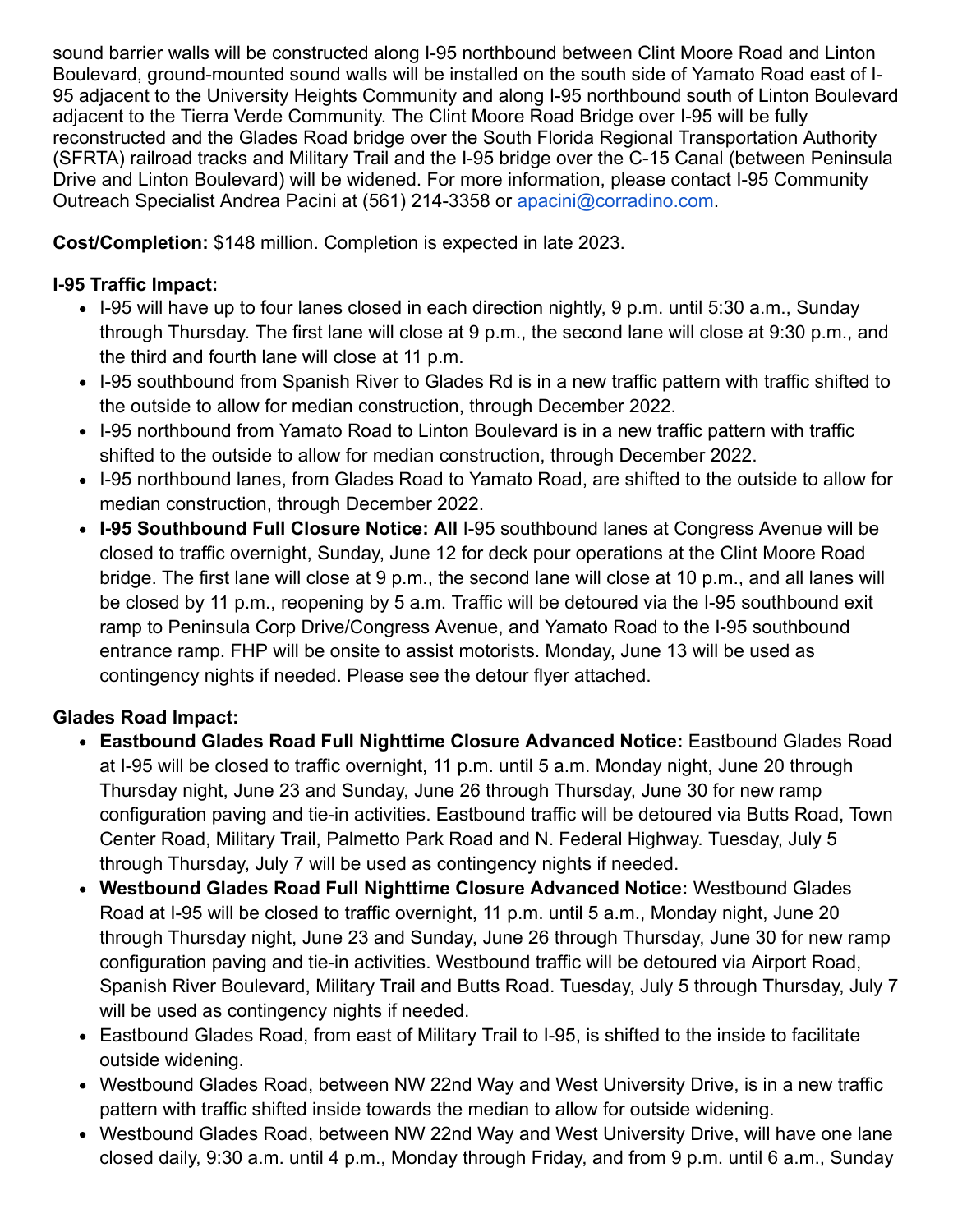sound barrier walls will be constructed along I-95 northbound between Clint Moore Road and Linton Boulevard, ground-mounted sound walls will be installed on the south side of Yamato Road east of I-95 adjacent to the University Heights Community and along I-95 northbound south of Linton Boulevard adjacent to the Tierra Verde Community. The Clint Moore Road Bridge over I-95 will be fully reconstructed and the Glades Road bridge over the South Florida Regional Transportation Authority (SFRTA) railroad tracks and Military Trail and the I-95 bridge over the C-15 Canal (between Peninsula Drive and Linton Boulevard) will be widened. For more information, please contact I-95 Community Outreach Specialist Andrea Pacini at (561) 214-3358 or apacini@corradino.com.

**Cost/Completion:** $148 million. Completion is expected in late 2023.

**I-95 Traffic Impact:**

- I-95 will have up to four lanes closed in each direction nightly, 9 p.m. until 5:30 a.m., Sunday through Thursday. The first lane will close at 9 p.m., the second lane will close at 9:30 p.m., and the third and fourth lane will close at 11 p.m.
- I-95 southbound from Spanish River to Glades Rd is in a new traffic pattern with traffic shifted to the outside to allow for median construction, through December 2022.
- I-95 northbound from Yamato Road to Linton Boulevard is in a new traffic pattern with traffic shifted to the outside to allow for median construction, through December 2022.
- I-95 northbound lanes, from Glades Road to Yamato Road, are shifted to the outside to allow for median construction, through December 2022.
- **I-95 Southbound Full Closure Notice: All** I-95 southbound lanes at Congress Avenue will be closed to traffic overnight, Sunday, June 12 for deck pour operations at the Clint Moore Road bridge. The first lane will close at 9 p.m., the second lane will close at 10 p.m., and all lanes will be closed by 11 p.m., reopening by 5 a.m. Traffic will be detoured via the I-95 southbound exit ramp to Peninsula Corp Drive/Congress Avenue, and Yamato Road to the I-95 southbound entrance ramp. FHP will be onsite to assist motorists. Monday, June 13 will be used as contingency nights if needed. Please see the detour flyer attached.

**Glades Road Impact:**

- **Eastbound Glades Road Full Nighttime Closure Advanced Notice:** Eastbound Glades Road at I-95 will be closed to traffic overnight, 11 p.m. until 5 a.m. Monday night, June 20 through Thursday night, June 23 and Sunday, June 26 through Thursday, June 30 for new ramp configuration paving and tie-in activities. Eastbound traffic will be detoured via Butts Road, Town Center Road, Military Trail, Palmetto Park Road and N. Federal Highway. Tuesday, July 5 through Thursday, July 7 will be used as contingency nights if needed.
- **Westbound Glades Road Full Nighttime Closure Advanced Notice:** Westbound Glades Road at I-95 will be closed to traffic overnight, 11 p.m. until 5 a.m., Monday night, June 20 through Thursday night, June 23 and Sunday, June 26 through Thursday, June 30 for new ramp configuration paving and tie-in activities. Westbound traffic will be detoured via Airport Road, Spanish River Boulevard, Military Trail and Butts Road. Tuesday, July 5 through Thursday, July 7 will be used as contingency nights if needed.
- Eastbound Glades Road, from east of Military Trail to I-95, is shifted to the inside to facilitate outside widening.
- Westbound Glades Road, between NW 22nd Way and West University Drive, is in a new traffic pattern with traffic shifted inside towards the median to allow for outside widening.
- Westbound Glades Road, between NW 22nd Way and West University Drive, will have one lane closed daily, 9:30 a.m. until 4 p.m., Monday through Friday, and from 9 p.m. until 6 a.m., Sunday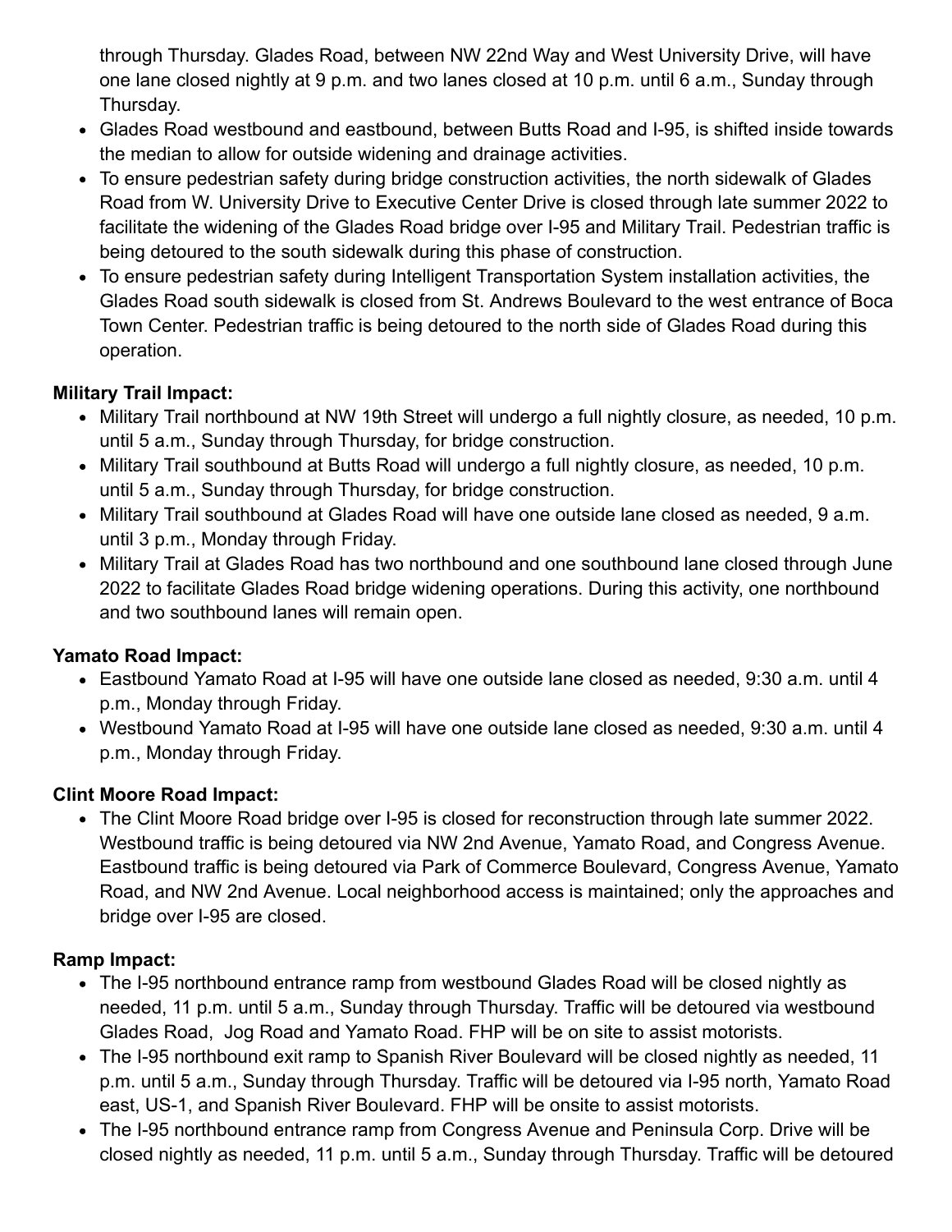through Thursday. Glades Road, between NW 22nd Way and West University Drive, will have one lane closed nightly at 9 p.m. and two lanes closed at 10 p.m. until 6 a.m., Sunday through Thursday.

- Glades Road westbound and eastbound, between Butts Road and I-95, is shifted inside towards the median to allow for outside widening and drainage activities.
- To ensure pedestrian safety during bridge construction activities, the north sidewalk of Glades Road from W. University Drive to Executive Center Drive is closed through late summer 2022 to facilitate the widening of the Glades Road bridge over I-95 and Military Trail. Pedestrian traffic is being detoured to the south sidewalk during this phase of construction.
- To ensure pedestrian safety during Intelligent Transportation System installation activities, the Glades Road south sidewalk is closed from St. Andrews Boulevard to the west entrance of Boca Town Center. Pedestrian traffic is being detoured to the north side of Glades Road during this operation.

**Military Trail Impact:**

- Military Trail northbound at NW 19th Street will undergo a full nightly closure, as needed, 10 p.m. until 5 a.m., Sunday through Thursday, for bridge construction.
- Military Trail southbound at Butts Road will undergo a full nightly closure, as needed, 10 p.m. until 5 a.m., Sunday through Thursday, for bridge construction.
- Military Trail southbound at Glades Road will have one outside lane closed as needed, 9 a.m. until 3 p.m., Monday through Friday.
- Military Trail at Glades Road has two northbound and one southbound lane closed through June 2022 to facilitate Glades Road bridge widening operations. During this activity, one northbound and two southbound lanes will remain open.

**Yamato Road Impact:**

- Eastbound Yamato Road at I-95 will have one outside lane closed as needed, 9:30 a.m. until 4 p.m., Monday through Friday.
- Westbound Yamato Road at I-95 will have one outside lane closed as needed, 9:30 a.m. until 4 p.m., Monday through Friday.

**Clint Moore Road Impact:**

- The Clint Moore Road bridge over I-95 is closed for reconstruction through late summer 2022. Westbound traffic is being detoured via NW 2nd Avenue, Yamato Road, and Congress Avenue. Eastbound traffic is being detoured via Park of Commerce Boulevard, Congress Avenue, Yamato Road, and NW 2nd Avenue. Local neighborhood access is maintained; only the approaches and bridge over I-95 are closed.

**Ramp Impact:**

- The I-95 northbound entrance ramp from westbound Glades Road will be closed nightly as needed, 11 p.m. until 5 a.m., Sunday through Thursday. Traffic will be detoured via westbound Glades Road, Jog Road and Yamato Road. FHP will be on site to assist motorists.
- The I-95 northbound exit ramp to Spanish River Boulevard will be closed nightly as needed, 11 p.m. until 5 a.m., Sunday through Thursday. Traffic will be detoured via I-95 north, Yamato Road east, US-1, and Spanish River Boulevard. FHP will be onsite to assist motorists.
- The I-95 northbound entrance ramp from Congress Avenue and Peninsula Corp. Drive will be closed nightly as needed, 11 p.m. until 5 a.m., Sunday through Thursday. Traffic will be detoured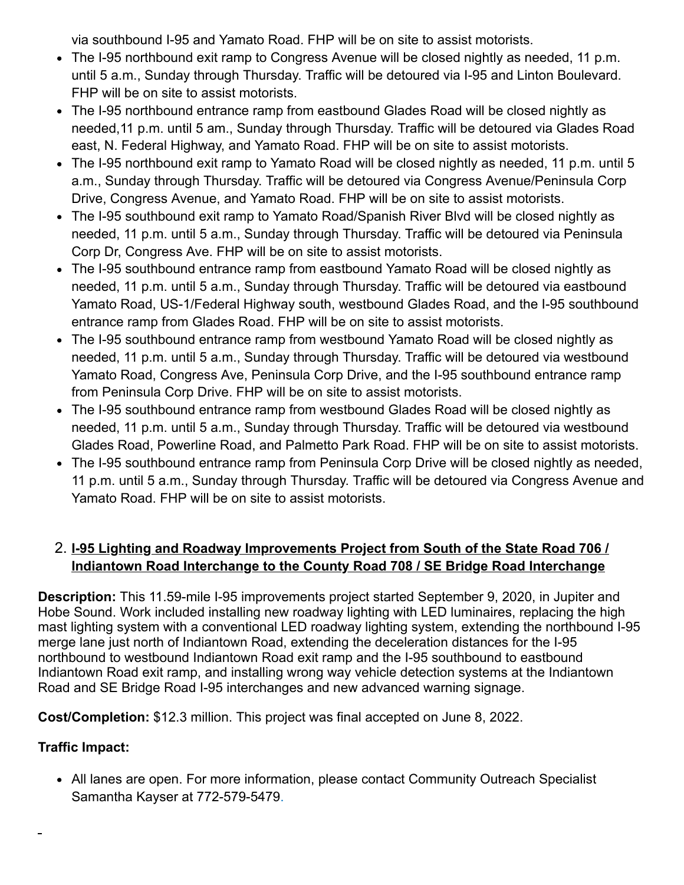via southbound I-95 and Yamato Road. FHP will be on site to assist motorists.

- The I-95 northbound exit ramp to Congress Avenue will be closed nightly as needed, 11 p.m. until 5 a.m., Sunday through Thursday. Traffic will be detoured via I-95 and Linton Boulevard. FHP will be on site to assist motorists.
- The I-95 northbound entrance ramp from eastbound Glades Road will be closed nightly as needed,11 p.m. until 5 am., Sunday through Thursday. Traffic will be detoured via Glades Road east, N. Federal Highway, and Yamato Road. FHP will be on site to assist motorists.
- The I-95 northbound exit ramp to Yamato Road will be closed nightly as needed, 11 p.m. until 5 a.m., Sunday through Thursday. Traffic will be detoured via Congress Avenue/Peninsula Corp Drive, Congress Avenue, and Yamato Road. FHP will be on site to assist motorists.
- The I-95 southbound exit ramp to Yamato Road/Spanish River Blvd will be closed nightly as needed, 11 p.m. until 5 a.m., Sunday through Thursday. Traffic will be detoured via Peninsula Corp Dr, Congress Ave. FHP will be on site to assist motorists.
- The I-95 southbound entrance ramp from eastbound Yamato Road will be closed nightly as needed, 11 p.m. until 5 a.m., Sunday through Thursday. Traffic will be detoured via eastbound Yamato Road, US-1/Federal Highway south, westbound Glades Road, and the I-95 southbound entrance ramp from Glades Road. FHP will be on site to assist motorists.
- The I-95 southbound entrance ramp from westbound Yamato Road will be closed nightly as needed, 11 p.m. until 5 a.m., Sunday through Thursday. Traffic will be detoured via westbound Yamato Road, Congress Ave, Peninsula Corp Drive, and the I-95 southbound entrance ramp from Peninsula Corp Drive. FHP will be on site to assist motorists.
- The I-95 southbound entrance ramp from westbound Glades Road will be closed nightly as needed, 11 p.m. until 5 a.m., Sunday through Thursday. Traffic will be detoured via westbound Glades Road, Powerline Road, and Palmetto Park Road. FHP will be on site to assist motorists.
- The I-95 southbound entrance ramp from Peninsula Corp Drive will be closed nightly as needed, 11 p.m. until 5 a.m., Sunday through Thursday. Traffic will be detoured via Congress Avenue and Yamato Road. FHP will be on site to assist motorists.

2. **I-95 Lighting and Roadway Improvements Project from South of the State Road 706 / Indiantown Road Interchange to the County Road 708 / SE Bridge Road Interchange**

**Description:** This 11.59-mile I-95 improvements project started September 9, 2020, in Jupiter and Hobe Sound. Work included installing new roadway lighting with LED luminaires, replacing the high mast lighting system with a conventional LED roadway lighting system, extending the northbound I-95 merge lane just north of Indiantown Road, extending the deceleration distances for the I-95 northbound to westbound Indiantown Road exit ramp and the I-95 southbound to eastbound Indiantown Road exit ramp, and installing wrong way vehicle detection systems at the Indiantown Road and SE Bridge Road I-95 interchanges and new advanced warning signage.

**Cost/Completion:** $12.3 million. This project was final accepted on June 8, 2022.

**Traffic Impact:**

- All lanes are open. For more information, please contact Community Outreach Specialist Samantha Kayser at 772-579-5479.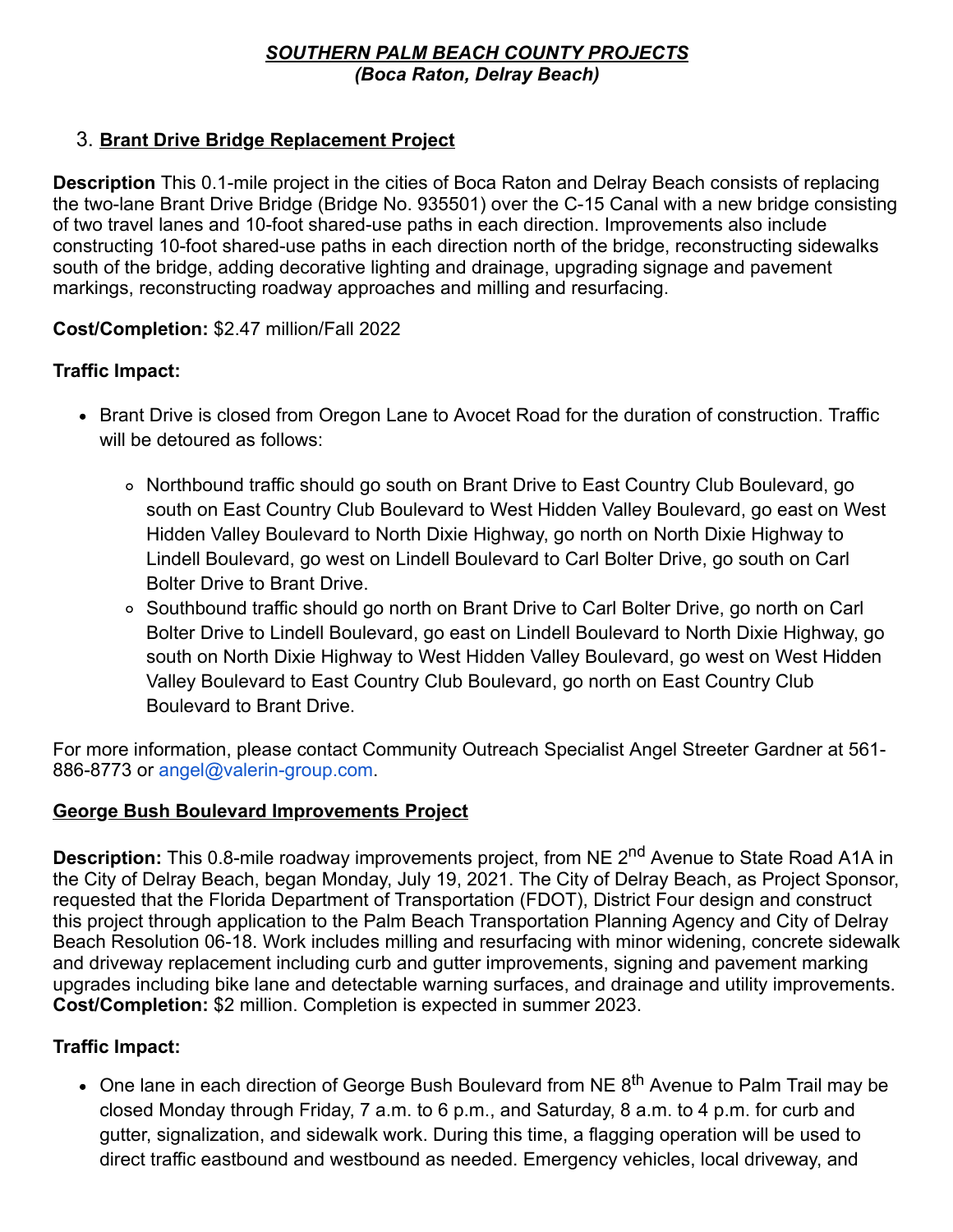***SOUTHERN PALM BEACH COUNTY PROJECTS***
***(Boca Raton, Delray Beach)***

3. **Brant Drive Bridge Replacement Project**

**Description** This 0.1-mile project in the cities of Boca Raton and Delray Beach consists of replacing the two-lane Brant Drive Bridge (Bridge No. 935501) over the C-15 Canal with a new bridge consisting of two travel lanes and 10-foot shared-use paths in each direction. Improvements also include constructing 10-foot shared-use paths in each direction north of the bridge, reconstructing sidewalks south of the bridge, adding decorative lighting and drainage, upgrading signage and pavement markings, reconstructing roadway approaches and milling and resurfacing.

**Cost/Completion:** $2.47 million/Fall 2022

**Traffic Impact:**

- Brant Drive is closed from Oregon Lane to Avocet Road for the duration of construction. Traffic will be detoured as follows:
  - Northbound traffic should go south on Brant Drive to East Country Club Boulevard, go south on East Country Club Boulevard to West Hidden Valley Boulevard, go east on West Hidden Valley Boulevard to North Dixie Highway, go north on North Dixie Highway to Lindell Boulevard, go west on Lindell Boulevard to Carl Bolter Drive, go south on Carl Bolter Drive to Brant Drive.
  - Southbound traffic should go north on Brant Drive to Carl Bolter Drive, go north on Carl Bolter Drive to Lindell Boulevard, go east on Lindell Boulevard to North Dixie Highway, go south on North Dixie Highway to West Hidden Valley Boulevard, go west on West Hidden Valley Boulevard to East Country Club Boulevard, go north on East Country Club Boulevard to Brant Drive.

For more information, please contact Community Outreach Specialist Angel Streeter Gardner at 561-886-8773 or angel@valerin-group.com.

**George Bush Boulevard Improvements Project**

**Description:** This 0.8-mile roadway improvements project, from NE 2nd Avenue to State Road A1A in the City of Delray Beach, began Monday, July 19, 2021. The City of Delray Beach, as Project Sponsor, requested that the Florida Department of Transportation (FDOT), District Four design and construct this project through application to the Palm Beach Transportation Planning Agency and City of Delray Beach Resolution 06-18. Work includes milling and resurfacing with minor widening, concrete sidewalk and driveway replacement including curb and gutter improvements, signing and pavement marking upgrades including bike lane and detectable warning surfaces, and drainage and utility improvements.
**Cost/Completion:** $2 million. Completion is expected in summer 2023.

**Traffic Impact:**

- One lane in each direction of George Bush Boulevard from NE 8th Avenue to Palm Trail may be closed Monday through Friday, 7 a.m. to 6 p.m., and Saturday, 8 a.m. to 4 p.m. for curb and gutter, signalization, and sidewalk work. During this time, a flagging operation will be used to direct traffic eastbound and westbound as needed. Emergency vehicles, local driveway, and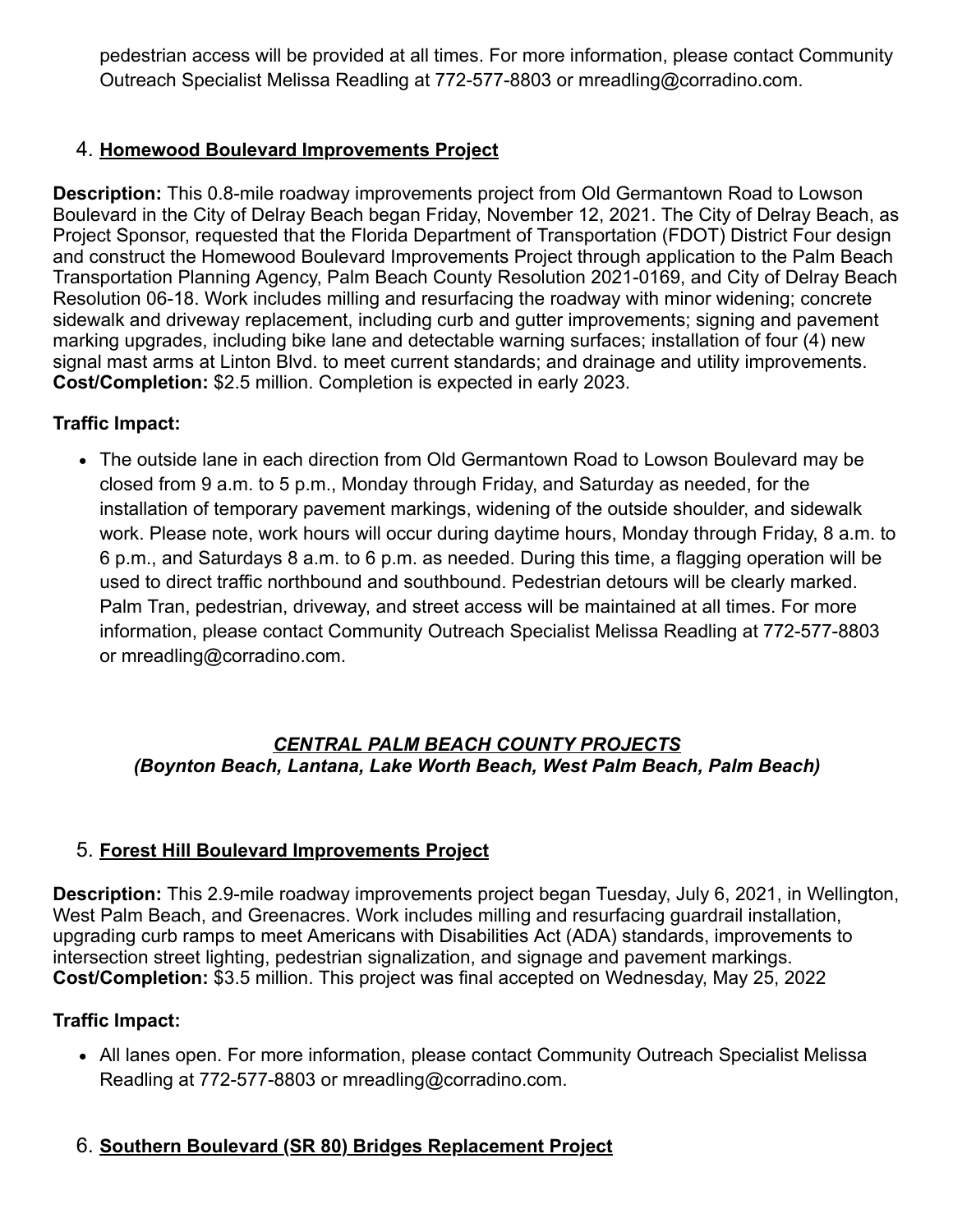pedestrian access will be provided at all times. For more information, please contact Community Outreach Specialist Melissa Readling at 772-577-8803 or mreadling@corradino.com.

4. **Homewood Boulevard Improvements Project**

**Description:** This 0.8-mile roadway improvements project from Old Germantown Road to Lowson Boulevard in the City of Delray Beach began Friday, November 12, 2021. The City of Delray Beach, as Project Sponsor, requested that the Florida Department of Transportation (FDOT) District Four design and construct the Homewood Boulevard Improvements Project through application to the Palm Beach Transportation Planning Agency, Palm Beach County Resolution 2021-0169, and City of Delray Beach Resolution 06-18. Work includes milling and resurfacing the roadway with minor widening; concrete sidewalk and driveway replacement, including curb and gutter improvements; signing and pavement marking upgrades, including bike lane and detectable warning surfaces; installation of four (4) new signal mast arms at Linton Blvd. to meet current standards; and drainage and utility improvements.
**Cost/Completion:** $2.5 million. Completion is expected in early 2023.

**Traffic Impact:**

- The outside lane in each direction from Old Germantown Road to Lowson Boulevard may be closed from 9 a.m. to 5 p.m., Monday through Friday, and Saturday as needed, for the installation of temporary pavement markings, widening of the outside shoulder, and sidewalk work. Please note, work hours will occur during daytime hours, Monday through Friday, 8 a.m. to 6 p.m., and Saturdays 8 a.m. to 6 p.m. as needed. During this time, a flagging operation will be used to direct traffic northbound and southbound. Pedestrian detours will be clearly marked. Palm Tran, pedestrian, driveway, and street access will be maintained at all times. For more information, please contact Community Outreach Specialist Melissa Readling at 772-577-8803 or mreadling@corradino.com.

## ***CENTRAL PALM BEACH COUNTY PROJECTS***
## ***(Boynton Beach, Lantana, Lake Worth Beach, West Palm Beach, Palm Beach)***

5. **Forest Hill Boulevard Improvements Project**

**Description:** This 2.9-mile roadway improvements project began Tuesday, July 6, 2021, in Wellington, West Palm Beach, and Greenacres. Work includes milling and resurfacing guardrail installation, upgrading curb ramps to meet Americans with Disabilities Act (ADA) standards, improvements to intersection street lighting, pedestrian signalization, and signage and pavement markings.
**Cost/Completion:** $3.5 million. This project was final accepted on Wednesday, May 25, 2022

**Traffic Impact:**

- All lanes open. For more information, please contact Community Outreach Specialist Melissa Readling at 772-577-8803 or mreadling@corradino.com.

6. **Southern Boulevard (SR 80) Bridges Replacement Project**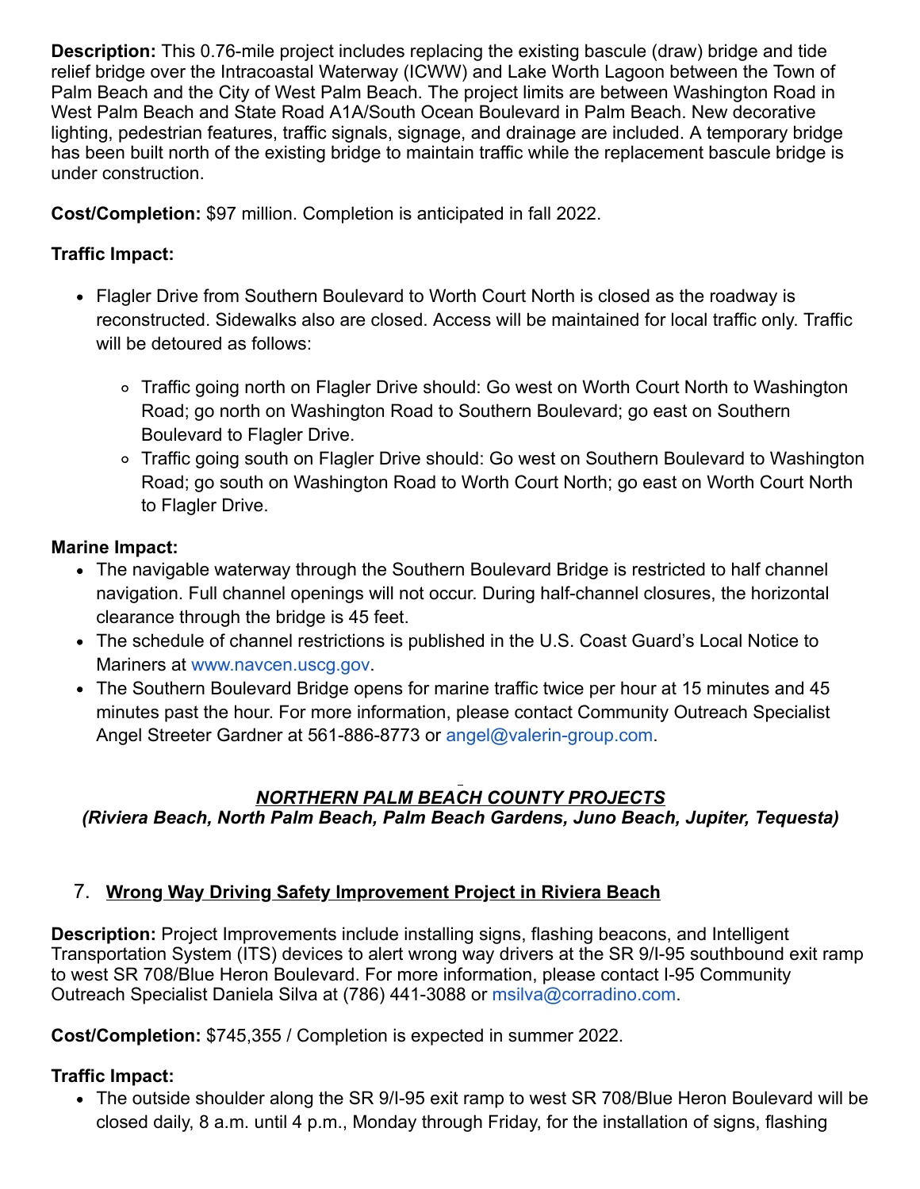**Description:** This 0.76-mile project includes replacing the existing bascule (draw) bridge and tide relief bridge over the Intracoastal Waterway (ICWW) and Lake Worth Lagoon between the Town of Palm Beach and the City of West Palm Beach. The project limits are between Washington Road in West Palm Beach and State Road A1A/South Ocean Boulevard in Palm Beach. New decorative lighting, pedestrian features, traffic signals, signage, and drainage are included. A temporary bridge has been built north of the existing bridge to maintain traffic while the replacement bascule bridge is under construction.

**Cost/Completion:** $97 million. Completion is anticipated in fall 2022.

**Traffic Impact:**

- Flagler Drive from Southern Boulevard to Worth Court North is closed as the roadway is reconstructed. Sidewalks also are closed. Access will be maintained for local traffic only. Traffic will be detoured as follows:
  - Traffic going north on Flagler Drive should: Go west on Worth Court North to Washington Road; go north on Washington Road to Southern Boulevard; go east on Southern Boulevard to Flagler Drive.
  - Traffic going south on Flagler Drive should: Go west on Southern Boulevard to Washington Road; go south on Washington Road to Worth Court North; go east on Worth Court North to Flagler Drive.

**Marine Impact:**

- The navigable waterway through the Southern Boulevard Bridge is restricted to half channel navigation. Full channel openings will not occur. During half-channel closures, the horizontal clearance through the bridge is 45 feet.
- The schedule of channel restrictions is published in the U.S. Coast Guard's Local Notice to Mariners at www.navcen.uscg.gov.
- The Southern Boulevard Bridge opens for marine traffic twice per hour at 15 minutes and 45 minutes past the hour. For more information, please contact Community Outreach Specialist Angel Streeter Gardner at 561-886-8773 or angel@valerin-group.com.

## ***NORTHERN PALM BEACH COUNTY PROJECTS***
***(Riviera Beach, North Palm Beach, Palm Beach Gardens, Juno Beach, Jupiter, Tequesta)***

### 7. Wrong Way Driving Safety Improvement Project in Riviera Beach

**Description:** Project Improvements include installing signs, flashing beacons, and Intelligent Transportation System (ITS) devices to alert wrong way drivers at the SR 9/I-95 southbound exit ramp to west SR 708/Blue Heron Boulevard. For more information, please contact I-95 Community Outreach Specialist Daniela Silva at (786) 441-3088 or msilva@corradino.com.

**Cost/Completion:** $745,355 / Completion is expected in summer 2022.

**Traffic Impact:**

- The outside shoulder along the SR 9/I-95 exit ramp to west SR 708/Blue Heron Boulevard will be closed daily, 8 a.m. until 4 p.m., Monday through Friday, for the installation of signs, flashing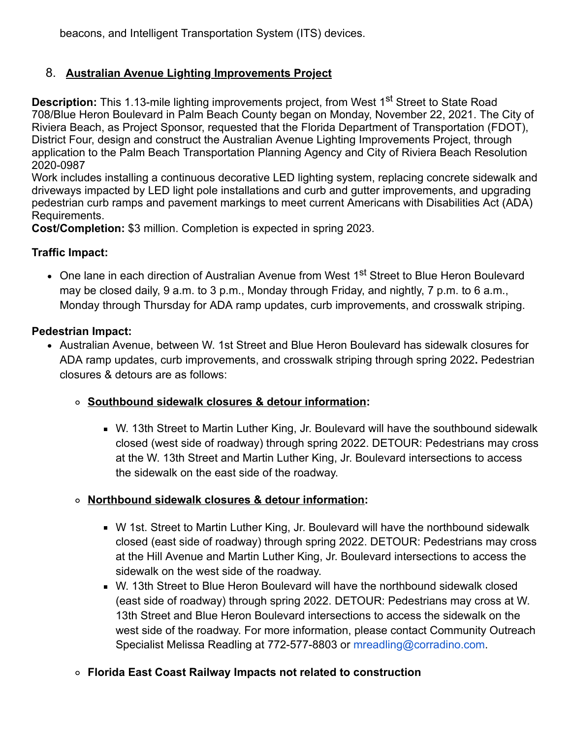beacons, and Intelligent Transportation System (ITS) devices.

8. **Australian Avenue Lighting Improvements Project**

**Description:** This 1.13-mile lighting improvements project, from West 1st Street to State Road 708/Blue Heron Boulevard in Palm Beach County began on Monday, November 22, 2021. The City of Riviera Beach, as Project Sponsor, requested that the Florida Department of Transportation (FDOT), District Four, design and construct the Australian Avenue Lighting Improvements Project, through application to the Palm Beach Transportation Planning Agency and City of Riviera Beach Resolution 2020-0987

Work includes installing a continuous decorative LED lighting system, replacing concrete sidewalk and driveways impacted by LED light pole installations and curb and gutter improvements, and upgrading pedestrian curb ramps and pavement markings to meet current Americans with Disabilities Act (ADA) Requirements.

**Cost/Completion:** $3 million. Completion is expected in spring 2023.

**Traffic Impact:**

- One lane in each direction of Australian Avenue from West 1st Street to Blue Heron Boulevard may be closed daily, 9 a.m. to 3 p.m., Monday through Friday, and nightly, 7 p.m. to 6 a.m., Monday through Thursday for ADA ramp updates, curb improvements, and crosswalk striping.

**Pedestrian Impact:**

- Australian Avenue, between W. 1st Street and Blue Heron Boulevard has sidewalk closures for ADA ramp updates, curb improvements, and crosswalk striping through spring 2022**.** Pedestrian closures & detours are as follows:
  - **Southbound sidewalk closures & detour information:**
    - W. 13th Street to Martin Luther King, Jr. Boulevard will have the southbound sidewalk closed (west side of roadway) through spring 2022. DETOUR: Pedestrians may cross at the W. 13th Street and Martin Luther King, Jr. Boulevard intersections to access the sidewalk on the east side of the roadway.
  - **Northbound sidewalk closures & detour information:**
    - W 1st. Street to Martin Luther King, Jr. Boulevard will have the northbound sidewalk closed (east side of roadway) through spring 2022. DETOUR: Pedestrians may cross at the Hill Avenue and Martin Luther King, Jr. Boulevard intersections to access the sidewalk on the west side of the roadway.
    - W. 13th Street to Blue Heron Boulevard will have the northbound sidewalk closed (east side of roadway) through spring 2022. DETOUR: Pedestrians may cross at W. 13th Street and Blue Heron Boulevard intersections to access the sidewalk on the west side of the roadway. For more information, please contact Community Outreach Specialist Melissa Readling at 772-577-8803 or mreadling@corradino.com.
  - **Florida East Coast Railway Impacts not related to construction**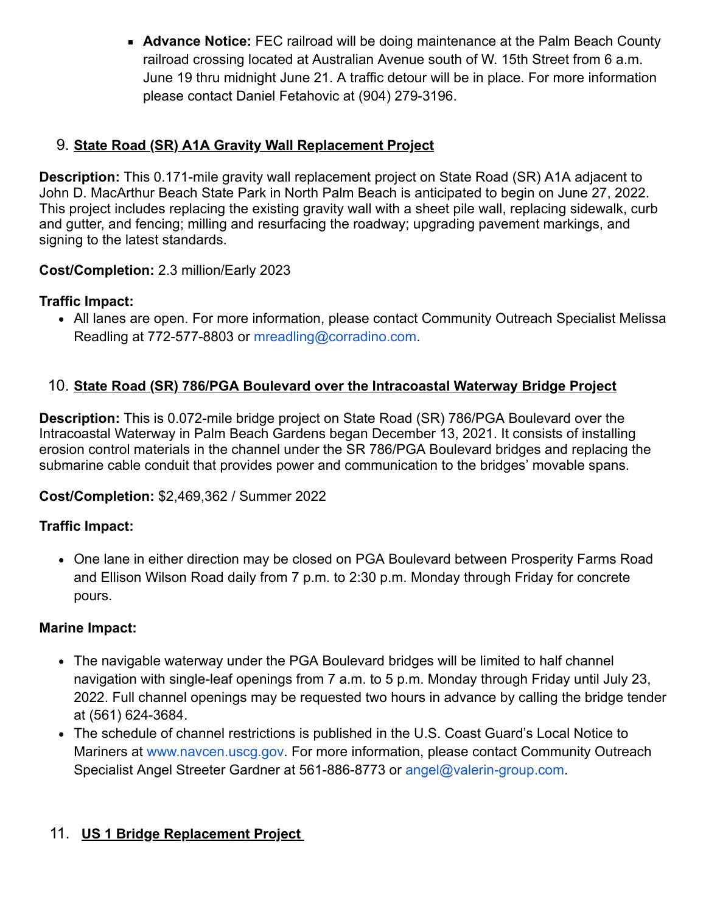- **Advance Notice:** FEC railroad will be doing maintenance at the Palm Beach County railroad crossing located at Australian Avenue south of W. 15th Street from 6 a.m. June 19 thru midnight June 21. A traffic detour will be in place. For more information please contact Daniel Fetahovic at (904) 279-3196.

## 9. State Road (SR) A1A Gravity Wall Replacement Project

**Description:** This 0.171-mile gravity wall replacement project on State Road (SR) A1A adjacent to John D. MacArthur Beach State Park in North Palm Beach is anticipated to begin on June 27, 2022. This project includes replacing the existing gravity wall with a sheet pile wall, replacing sidewalk, curb and gutter, and fencing; milling and resurfacing the roadway; upgrading pavement markings, and signing to the latest standards.

**Cost/Completion:** 2.3 million/Early 2023

**Traffic Impact:**

- All lanes are open. For more information, please contact Community Outreach Specialist Melissa Readling at 772-577-8803 or mreadling@corradino.com.

## 10. State Road (SR) 786/PGA Boulevard over the Intracoastal Waterway Bridge Project

**Description:** This is 0.072-mile bridge project on State Road (SR) 786/PGA Boulevard over the Intracoastal Waterway in Palm Beach Gardens began December 13, 2021. It consists of installing erosion control materials in the channel under the SR 786/PGA Boulevard bridges and replacing the submarine cable conduit that provides power and communication to the bridges' movable spans.

**Cost/Completion:** $2,469,362 / Summer 2022

**Traffic Impact:**

- One lane in either direction may be closed on PGA Boulevard between Prosperity Farms Road and Ellison Wilson Road daily from 7 p.m. to 2:30 p.m. Monday through Friday for concrete pours.

**Marine Impact:**

- The navigable waterway under the PGA Boulevard bridges will be limited to half channel navigation with single-leaf openings from 7 a.m. to 5 p.m. Monday through Friday until July 23, 2022. Full channel openings may be requested two hours in advance by calling the bridge tender at (561) 624-3684.
- The schedule of channel restrictions is published in the U.S. Coast Guard's Local Notice to Mariners at www.navcen.uscg.gov. For more information, please contact Community Outreach Specialist Angel Streeter Gardner at 561-886-8773 or angel@valerin-group.com.

## 11. US 1 Bridge Replacement Project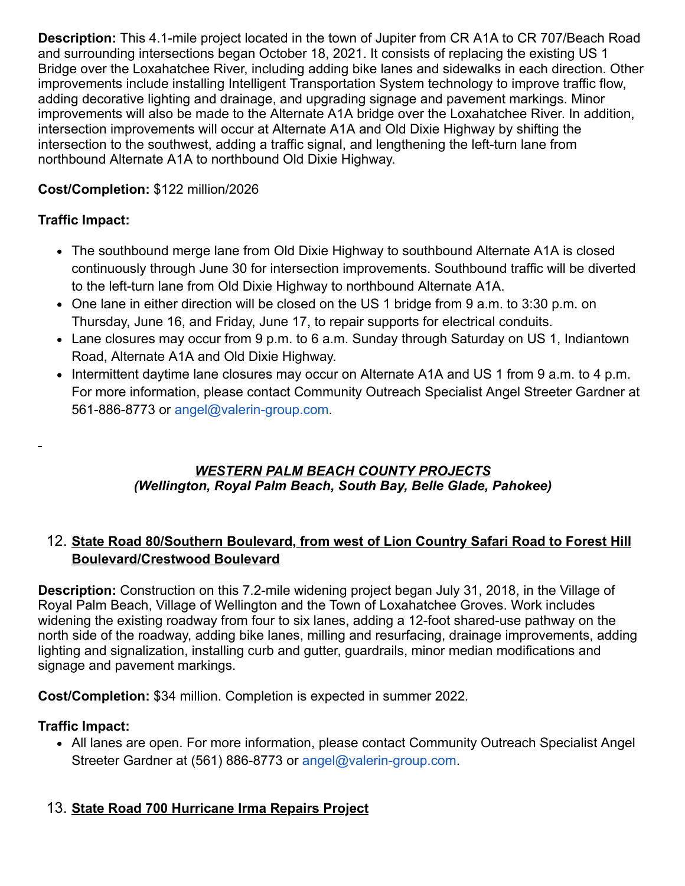**Description:** This 4.1-mile project located in the town of Jupiter from CR A1A to CR 707/Beach Road and surrounding intersections began October 18, 2021. It consists of replacing the existing US 1 Bridge over the Loxahatchee River, including adding bike lanes and sidewalks in each direction. Other improvements include installing Intelligent Transportation System technology to improve traffic flow, adding decorative lighting and drainage, and upgrading signage and pavement markings. Minor improvements will also be made to the Alternate A1A bridge over the Loxahatchee River. In addition, intersection improvements will occur at Alternate A1A and Old Dixie Highway by shifting the intersection to the southwest, adding a traffic signal, and lengthening the left-turn lane from northbound Alternate A1A to northbound Old Dixie Highway.

**Cost/Completion:** $122 million/2026

**Traffic Impact:**

- The southbound merge lane from Old Dixie Highway to southbound Alternate A1A is closed continuously through June 30 for intersection improvements. Southbound traffic will be diverted to the left-turn lane from Old Dixie Highway to northbound Alternate A1A.
- One lane in either direction will be closed on the US 1 bridge from 9 a.m. to 3:30 p.m. on Thursday, June 16, and Friday, June 17, to repair supports for electrical conduits.
- Lane closures may occur from 9 p.m. to 6 a.m. Sunday through Saturday on US 1, Indiantown Road, Alternate A1A and Old Dixie Highway.
- Intermittent daytime lane closures may occur on Alternate A1A and US 1 from 9 a.m. to 4 p.m. For more information, please contact Community Outreach Specialist Angel Streeter Gardner at 561-886-8773 or angel@valerin-group.com.

## *WESTERN PALM BEACH COUNTY PROJECTS*
## *(Wellington, Royal Palm Beach, South Bay, Belle Glade, Pahokee)*

12. **State Road 80/Southern Boulevard, from west of Lion Country Safari Road to Forest Hill Boulevard/Crestwood Boulevard**

**Description:** Construction on this 7.2-mile widening project began July 31, 2018, in the Village of Royal Palm Beach, Village of Wellington and the Town of Loxahatchee Groves. Work includes widening the existing roadway from four to six lanes, adding a 12-foot shared-use pathway on the north side of the roadway, adding bike lanes, milling and resurfacing, drainage improvements, adding lighting and signalization, installing curb and gutter, guardrails, minor median modifications and signage and pavement markings.

**Cost/Completion:** $34 million. Completion is expected in summer 2022.

**Traffic Impact:**

- All lanes are open. For more information, please contact Community Outreach Specialist Angel Streeter Gardner at (561) 886-8773 or angel@valerin-group.com.

13. **State Road 700 Hurricane Irma Repairs Project**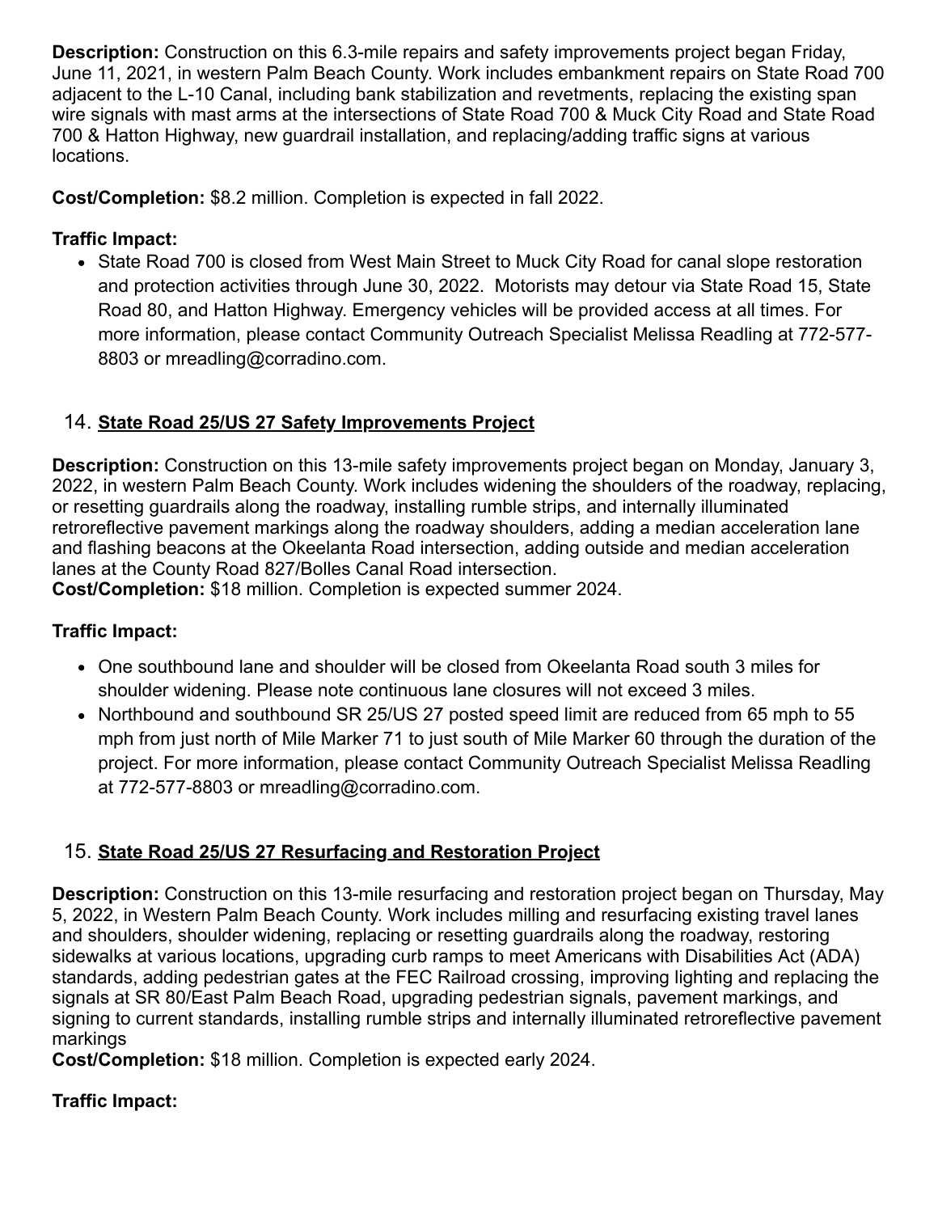**Description:** Construction on this 6.3-mile repairs and safety improvements project began Friday, June 11, 2021, in western Palm Beach County. Work includes embankment repairs on State Road 700 adjacent to the L-10 Canal, including bank stabilization and revetments, replacing the existing span wire signals with mast arms at the intersections of State Road 700 & Muck City Road and State Road 700 & Hatton Highway, new guardrail installation, and replacing/adding traffic signs at various locations.

**Cost/Completion:** $8.2 million. Completion is expected in fall 2022.

**Traffic Impact:**

- State Road 700 is closed from West Main Street to Muck City Road for canal slope restoration and protection activities through June 30, 2022. Motorists may detour via State Road 15, State Road 80, and Hatton Highway. Emergency vehicles will be provided access at all times. For more information, please contact Community Outreach Specialist Melissa Readling at 772-577-8803 or mreadling@corradino.com.

14. **State Road 25/US 27 Safety Improvements Project**

**Description:** Construction on this 13-mile safety improvements project began on Monday, January 3, 2022, in western Palm Beach County. Work includes widening the shoulders of the roadway, replacing, or resetting guardrails along the roadway, installing rumble strips, and internally illuminated retroreflective pavement markings along the roadway shoulders, adding a median acceleration lane and flashing beacons at the Okeelanta Road intersection, adding outside and median acceleration lanes at the County Road 827/Bolles Canal Road intersection.
**Cost/Completion:** $18 million. Completion is expected summer 2024.

**Traffic Impact:**

- One southbound lane and shoulder will be closed from Okeelanta Road south 3 miles for shoulder widening. Please note continuous lane closures will not exceed 3 miles.
- Northbound and southbound SR 25/US 27 posted speed limit are reduced from 65 mph to 55 mph from just north of Mile Marker 71 to just south of Mile Marker 60 through the duration of the project. For more information, please contact Community Outreach Specialist Melissa Readling at 772-577-8803 or mreadling@corradino.com.

15. **State Road 25/US 27 Resurfacing and Restoration Project**

**Description:** Construction on this 13-mile resurfacing and restoration project began on Thursday, May 5, 2022, in Western Palm Beach County. Work includes milling and resurfacing existing travel lanes and shoulders, shoulder widening, replacing or resetting guardrails along the roadway, restoring sidewalks at various locations, upgrading curb ramps to meet Americans with Disabilities Act (ADA) standards, adding pedestrian gates at the FEC Railroad crossing, improving lighting and replacing the signals at SR 80/East Palm Beach Road, upgrading pedestrian signals, pavement markings, and signing to current standards, installing rumble strips and internally illuminated retroreflective pavement markings
**Cost/Completion:** $18 million. Completion is expected early 2024.

**Traffic Impact:**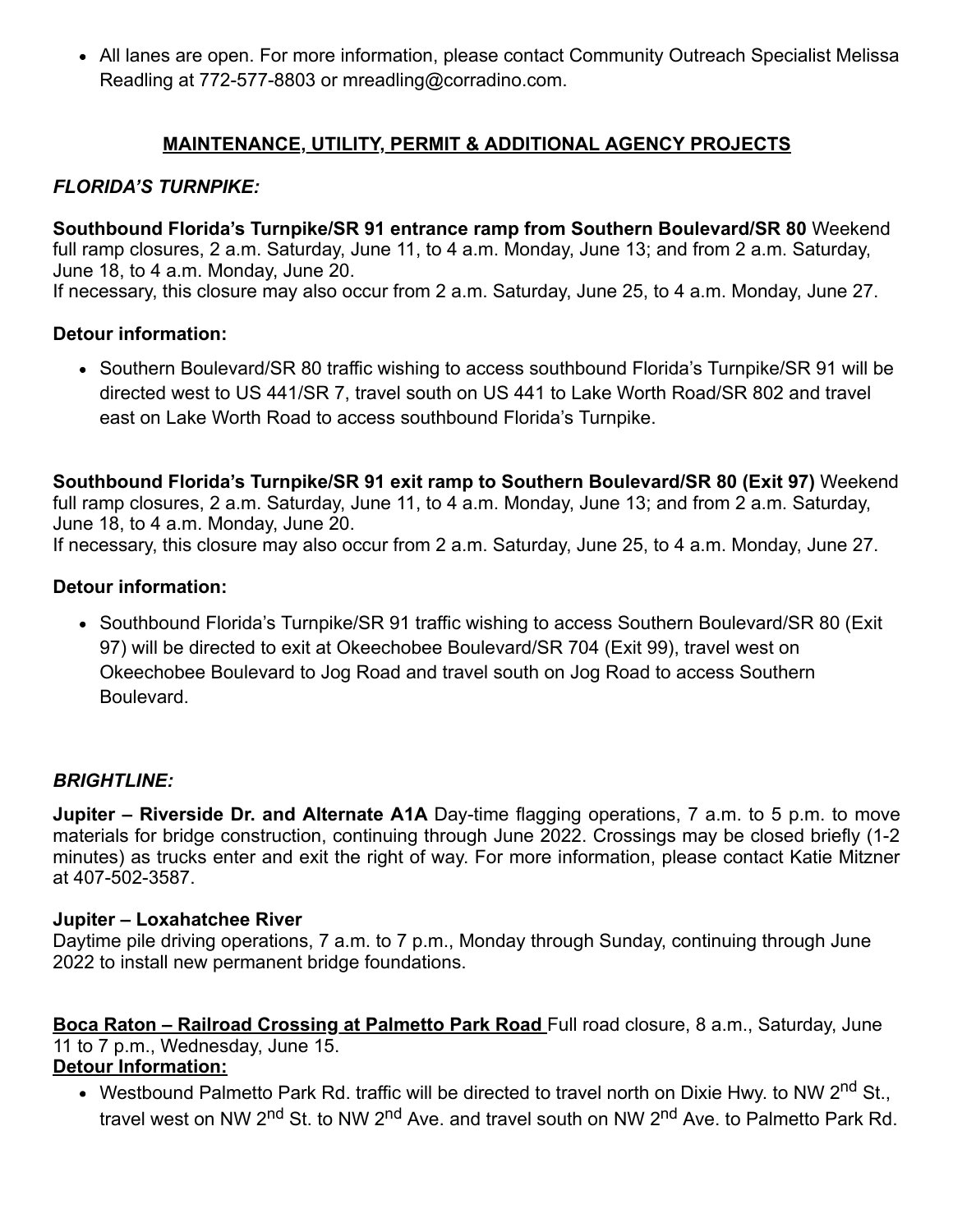- All lanes are open. For more information, please contact Community Outreach Specialist Melissa Readling at 772-577-8803 or mreadling@corradino.com.

## MAINTENANCE, UTILITY, PERMIT & ADDITIONAL AGENCY PROJECTS

### *FLORIDA'S TURNPIKE:*

**Southbound Florida's Turnpike/SR 91 entrance ramp from Southern Boulevard/SR 80** Weekend full ramp closures, 2 a.m. Saturday, June 11, to 4 a.m. Monday, June 13; and from 2 a.m. Saturday, June 18, to 4 a.m. Monday, June 20.
If necessary, this closure may also occur from 2 a.m. Saturday, June 25, to 4 a.m. Monday, June 27.

**Detour information:**

- Southern Boulevard/SR 80 traffic wishing to access southbound Florida's Turnpike/SR 91 will be directed west to US 441/SR 7, travel south on US 441 to Lake Worth Road/SR 802 and travel east on Lake Worth Road to access southbound Florida's Turnpike.

**Southbound Florida's Turnpike/SR 91 exit ramp to Southern Boulevard/SR 80 (Exit 97)** Weekend full ramp closures, 2 a.m. Saturday, June 11, to 4 a.m. Monday, June 13; and from 2 a.m. Saturday, June 18, to 4 a.m. Monday, June 20.
If necessary, this closure may also occur from 2 a.m. Saturday, June 25, to 4 a.m. Monday, June 27.

**Detour information:**

- Southbound Florida's Turnpike/SR 91 traffic wishing to access Southern Boulevard/SR 80 (Exit 97) will be directed to exit at Okeechobee Boulevard/SR 704 (Exit 99), travel west on Okeechobee Boulevard to Jog Road and travel south on Jog Road to access Southern Boulevard.

### *BRIGHTLINE:*

**Jupiter – Riverside Dr. and Alternate A1A** Day-time flagging operations, 7 a.m. to 5 p.m. to move materials for bridge construction, continuing through June 2022. Crossings may be closed briefly (1-2 minutes) as trucks enter and exit the right of way. For more information, please contact Katie Mitzner at 407-502-3587.

**Jupiter – Loxahatchee River**
Daytime pile driving operations, 7 a.m. to 7 p.m., Monday through Sunday, continuing through June 2022 to install new permanent bridge foundations.

**Boca Raton – Railroad Crossing at Palmetto Park Road** Full road closure, 8 a.m., Saturday, June 11 to 7 p.m., Wednesday, June 15.
**Detour Information:**

- Westbound Palmetto Park Rd. traffic will be directed to travel north on Dixie Hwy. to NW 2nd St., travel west on NW 2nd St. to NW 2nd Ave. and travel south on NW 2nd Ave. to Palmetto Park Rd.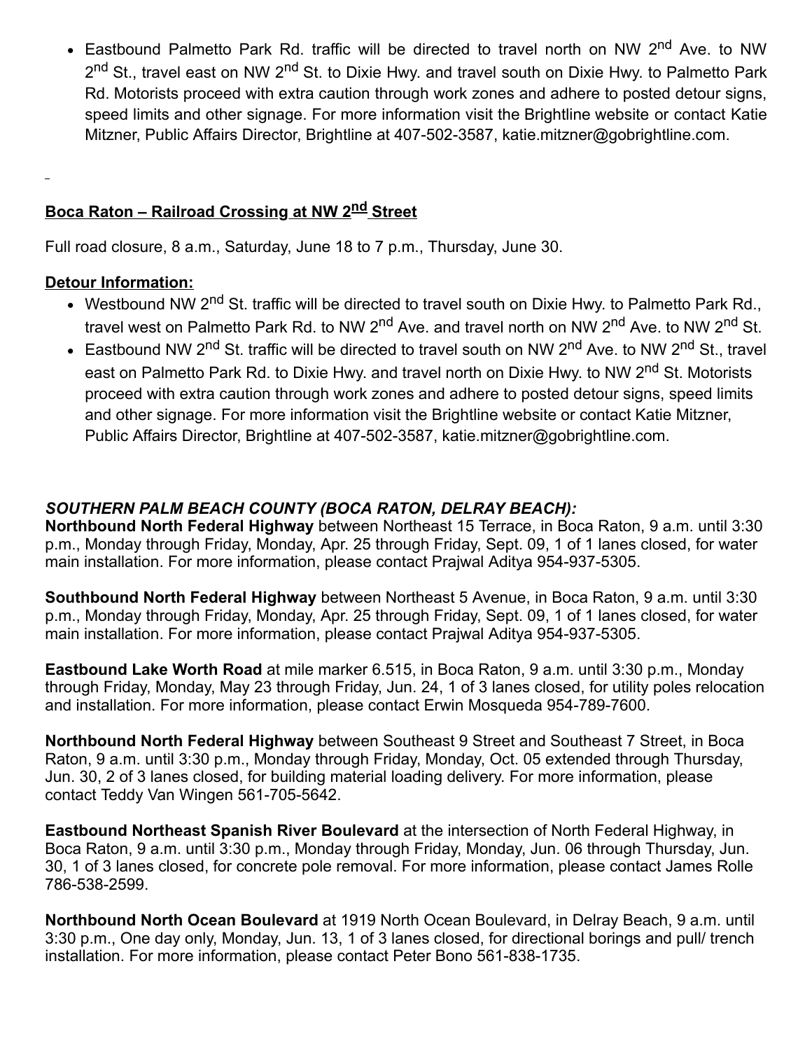- Eastbound Palmetto Park Rd. traffic will be directed to travel north on NW 2nd Ave. to NW 2nd St., travel east on NW 2nd St. to Dixie Hwy. and travel south on Dixie Hwy. to Palmetto Park Rd. Motorists proceed with extra caution through work zones and adhere to posted detour signs, speed limits and other signage. For more information visit the Brightline website or contact Katie Mitzner, Public Affairs Director, Brightline at 407-502-3587, katie.mitzner@gobrightline.com.

**Boca Raton – Railroad Crossing at NW 2nd Street**

Full road closure, 8 a.m., Saturday, June 18 to 7 p.m., Thursday, June 30.

**Detour Information:**

- Westbound NW 2nd St. traffic will be directed to travel south on Dixie Hwy. to Palmetto Park Rd., travel west on Palmetto Park Rd. to NW 2nd Ave. and travel north on NW 2nd Ave. to NW 2nd St.
- Eastbound NW 2nd St. traffic will be directed to travel south on NW 2nd Ave. to NW 2nd St., travel east on Palmetto Park Rd. to Dixie Hwy. and travel north on Dixie Hwy. to NW 2nd St. Motorists proceed with extra caution through work zones and adhere to posted detour signs, speed limits and other signage. For more information visit the Brightline website or contact Katie Mitzner, Public Affairs Director, Brightline at 407-502-3587, katie.mitzner@gobrightline.com.

***SOUTHERN PALM BEACH COUNTY (BOCA RATON, DELRAY BEACH):***

**Northbound North Federal Highway** between Northeast 15 Terrace, in Boca Raton, 9 a.m. until 3:30 p.m., Monday through Friday, Monday, Apr. 25 through Friday, Sept. 09, 1 of 1 lanes closed, for water main installation. For more information, please contact Prajwal Aditya 954-937-5305.

**Southbound North Federal Highway** between Northeast 5 Avenue, in Boca Raton, 9 a.m. until 3:30 p.m., Monday through Friday, Monday, Apr. 25 through Friday, Sept. 09, 1 of 1 lanes closed, for water main installation. For more information, please contact Prajwal Aditya 954-937-5305.

**Eastbound Lake Worth Road** at mile marker 6.515, in Boca Raton, 9 a.m. until 3:30 p.m., Monday through Friday, Monday, May 23 through Friday, Jun. 24, 1 of 3 lanes closed, for utility poles relocation and installation. For more information, please contact Erwin Mosqueda 954-789-7600.

**Northbound North Federal Highway** between Southeast 9 Street and Southeast 7 Street, in Boca Raton, 9 a.m. until 3:30 p.m., Monday through Friday, Monday, Oct. 05 extended through Thursday, Jun. 30, 2 of 3 lanes closed, for building material loading delivery. For more information, please contact Teddy Van Wingen 561-705-5642.

**Eastbound Northeast Spanish River Boulevard** at the intersection of North Federal Highway, in Boca Raton, 9 a.m. until 3:30 p.m., Monday through Friday, Monday, Jun. 06 through Thursday, Jun. 30, 1 of 3 lanes closed, for concrete pole removal. For more information, please contact James Rolle 786-538-2599.

**Northbound North Ocean Boulevard** at 1919 North Ocean Boulevard, in Delray Beach, 9 a.m. until 3:30 p.m., One day only, Monday, Jun. 13, 1 of 3 lanes closed, for directional borings and pull/ trench installation. For more information, please contact Peter Bono 561-838-1735.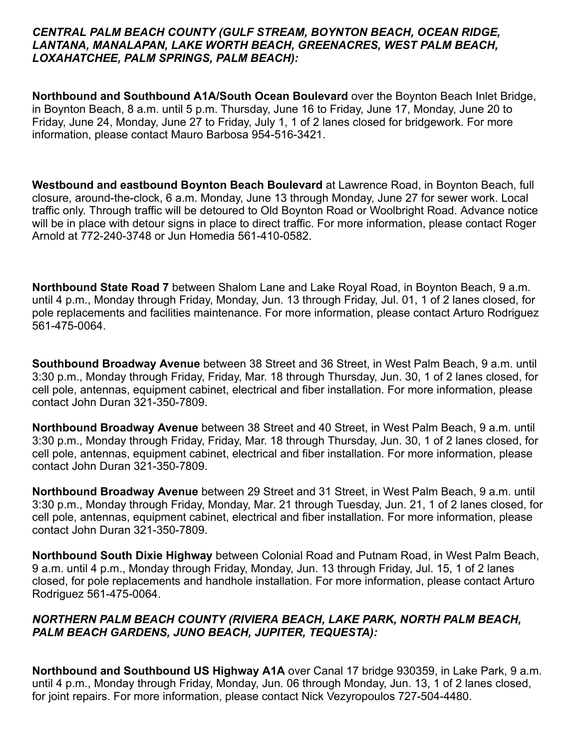***CENTRAL PALM BEACH COUNTY (GULF STREAM, BOYNTON BEACH, OCEAN RIDGE, LANTANA, MANALAPAN, LAKE WORTH BEACH, GREENACRES, WEST PALM BEACH, LOXAHATCHEE, PALM SPRINGS, PALM BEACH):***

**Northbound and Southbound A1A/South Ocean Boulevard** over the Boynton Beach Inlet Bridge, in Boynton Beach, 8 a.m. until 5 p.m. Thursday, June 16 to Friday, June 17, Monday, June 20 to Friday, June 24, Monday, June 27 to Friday, July 1, 1 of 2 lanes closed for bridgework. For more information, please contact Mauro Barbosa 954-516-3421.

**Westbound and eastbound Boynton Beach Boulevard** at Lawrence Road, in Boynton Beach, full closure, around-the-clock, 6 a.m. Monday, June 13 through Monday, June 27 for sewer work. Local traffic only. Through traffic will be detoured to Old Boynton Road or Woolbright Road. Advance notice will be in place with detour signs in place to direct traffic. For more information, please contact Roger Arnold at 772-240-3748 or Jun Homedia 561-410-0582.

**Northbound State Road 7** between Shalom Lane and Lake Royal Road, in Boynton Beach, 9 a.m. until 4 p.m., Monday through Friday, Monday, Jun. 13 through Friday, Jul. 01, 1 of 2 lanes closed, for pole replacements and facilities maintenance. For more information, please contact Arturo Rodriguez 561-475-0064.

**Southbound Broadway Avenue** between 38 Street and 36 Street, in West Palm Beach, 9 a.m. until 3:30 p.m., Monday through Friday, Friday, Mar. 18 through Thursday, Jun. 30, 1 of 2 lanes closed, for cell pole, antennas, equipment cabinet, electrical and fiber installation. For more information, please contact John Duran 321-350-7809.

**Northbound Broadway Avenue** between 38 Street and 40 Street, in West Palm Beach, 9 a.m. until 3:30 p.m., Monday through Friday, Friday, Mar. 18 through Thursday, Jun. 30, 1 of 2 lanes closed, for cell pole, antennas, equipment cabinet, electrical and fiber installation. For more information, please contact John Duran 321-350-7809.

**Northbound Broadway Avenue** between 29 Street and 31 Street, in West Palm Beach, 9 a.m. until 3:30 p.m., Monday through Friday, Monday, Mar. 21 through Tuesday, Jun. 21, 1 of 2 lanes closed, for cell pole, antennas, equipment cabinet, electrical and fiber installation. For more information, please contact John Duran 321-350-7809.

**Northbound South Dixie Highway** between Colonial Road and Putnam Road, in West Palm Beach, 9 a.m. until 4 p.m., Monday through Friday, Monday, Jun. 13 through Friday, Jul. 15, 1 of 2 lanes closed, for pole replacements and handhole installation. For more information, please contact Arturo Rodriguez 561-475-0064.

***NORTHERN PALM BEACH COUNTY (RIVIERA BEACH, LAKE PARK, NORTH PALM BEACH, PALM BEACH GARDENS, JUNO BEACH, JUPITER, TEQUESTA):***

**Northbound and Southbound US Highway A1A** over Canal 17 bridge 930359, in Lake Park, 9 a.m. until 4 p.m., Monday through Friday, Monday, Jun. 06 through Monday, Jun. 13, 1 of 2 lanes closed, for joint repairs. For more information, please contact Nick Vezyropoulos 727-504-4480.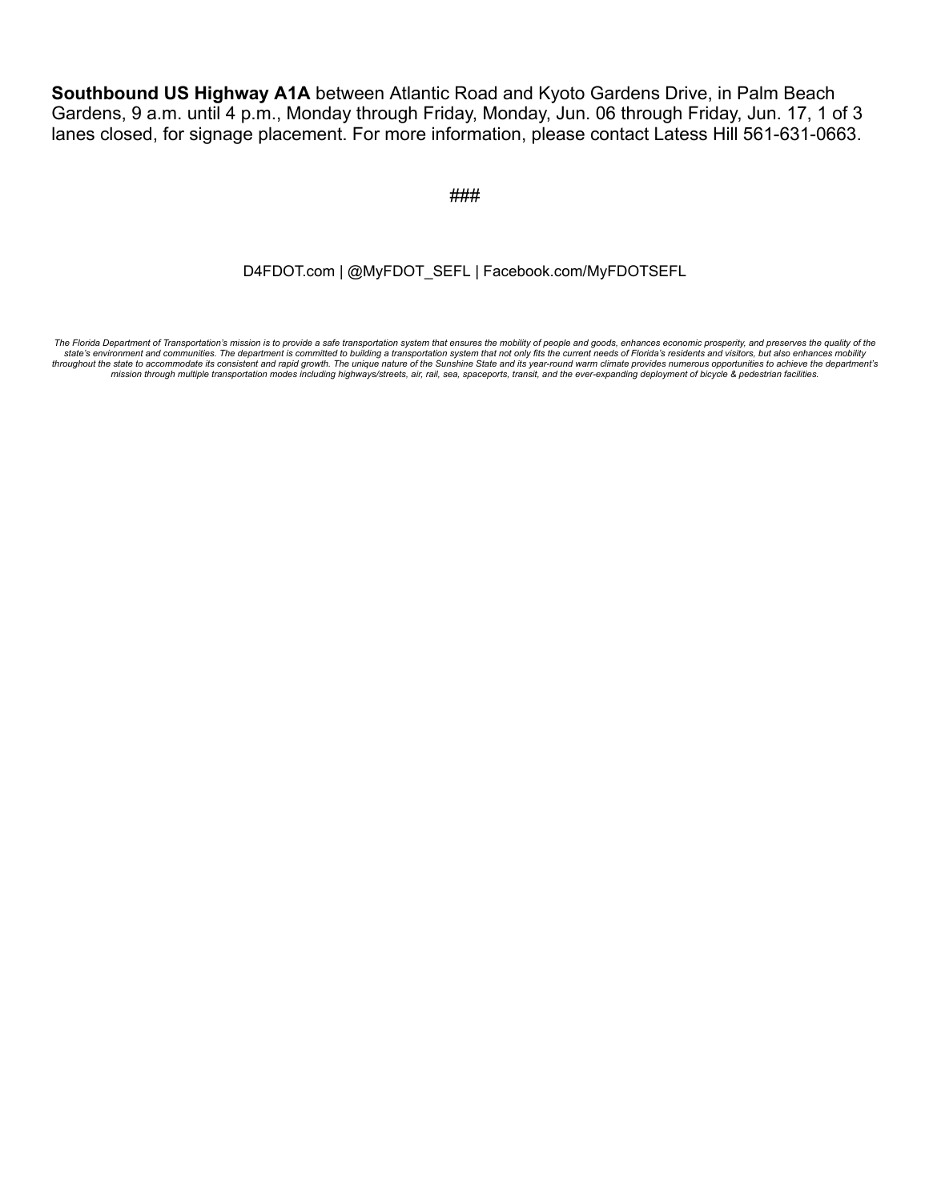**Southbound US Highway A1A** between Atlantic Road and Kyoto Gardens Drive, in Palm Beach Gardens, 9 a.m. until 4 p.m., Monday through Friday, Monday, Jun. 06 through Friday, Jun. 17, 1 of 3 lanes closed, for signage placement. For more information, please contact Latess Hill 561-631-0663.

###

D4FDOT.com | @MyFDOT_SEFL | Facebook.com/MyFDOTSEFL

*The Florida Department of Transportation's mission is to provide a safe transportation system that ensures the mobility of people and goods, enhances economic prosperity, and preserves the quality of the state's environment and communities. The department is committed to building a transportation system that not only fits the current needs of Florida's residents and visitors, but also enhances mobility throughout the state to accommodate its consistent and rapid growth. The unique nature of the Sunshine State and its year-round warm climate provides numerous opportunities to achieve the department's mission through multiple transportation modes including highways/streets, air, rail, sea, spaceports, transit, and the ever-expanding deployment of bicycle & pedestrian facilities.*